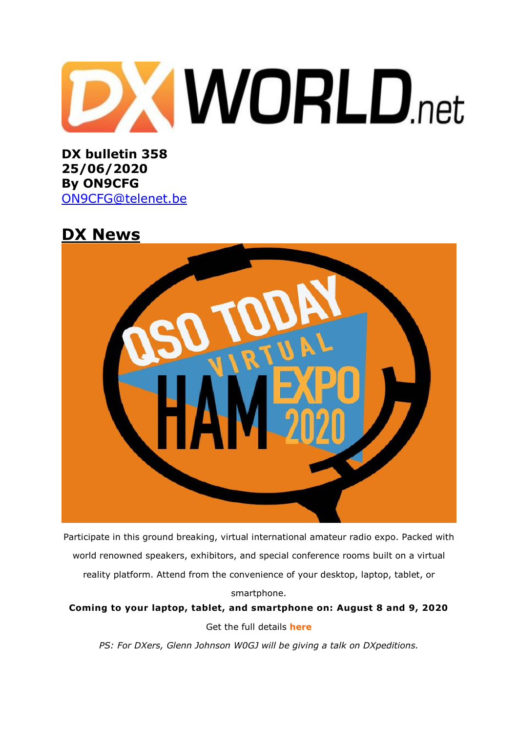**DX bulletin 358**
**25/06/2020**
**By ON9CFG**
ON9CFG@telenet.be

## DX News

Participate in this ground breaking, virtual international amateur radio expo. Packed with world renowned speakers, exhibitors, and special conference rooms built on a virtual reality platform. Attend from the convenience of your desktop, laptop, tablet, or smartphone.

**Coming to your laptop, tablet, and smartphone on: August 8 and 9, 2020**

Get the full details **here**

*PS: For DXers, Glenn Johnson W0GJ will be giving a talk on DXpeditions.*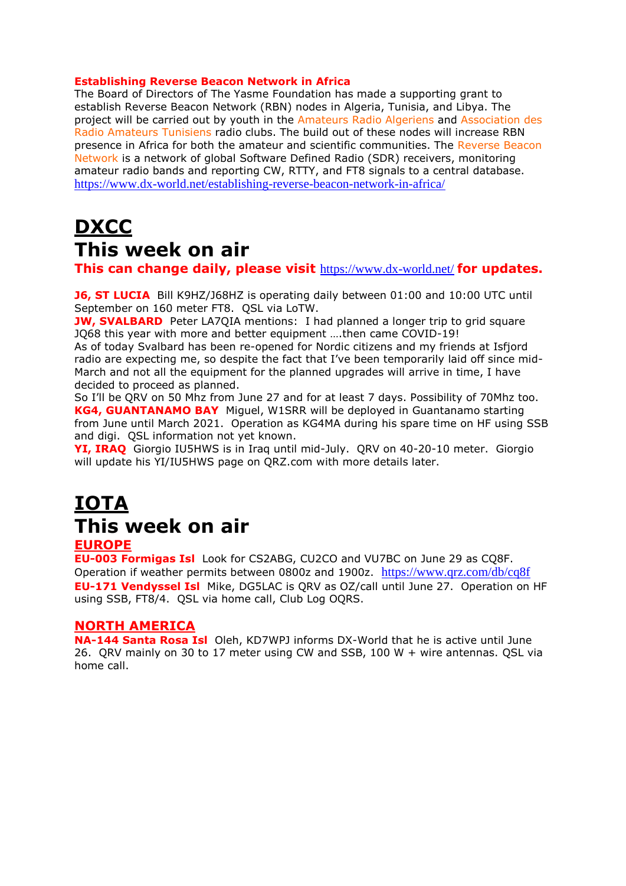**Establishing Reverse Beacon Network in Africa**

The Board of Directors of The Yasme Foundation has made a supporting grant to establish Reverse Beacon Network (RBN) nodes in Algeria, Tunisia, and Libya. The project will be carried out by youth in the Amateurs Radio Algeriens and Association des Radio Amateurs Tunisiens radio clubs. The build out of these nodes will increase RBN presence in Africa for both the amateur and scientific communities. The Reverse Beacon Network is a network of global Software Defined Radio (SDR) receivers, monitoring amateur radio bands and reporting CW, RTTY, and FT8 signals to a central database. https://www.dx-world.net/establishing-reverse-beacon-network-in-africa/

# DXCC

# This week on air

**This can change daily, please visit https://www.dx-world.net/ for updates.**

**J6, ST LUCIA** Bill K9HZ/J68HZ is operating daily between 01:00 and 10:00 UTC until September on 160 meter FT8. QSL via LoTW.

**JW, SVALBARD** Peter LA7QIA mentions: I had planned a longer trip to grid square JQ68 this year with more and better equipment ….then came COVID-19!

As of today Svalbard has been re-opened for Nordic citizens and my friends at Isfjord radio are expecting me, so despite the fact that I've been temporarily laid off since mid-March and not all the equipment for the planned upgrades will arrive in time, I have decided to proceed as planned.

So I'll be QRV on 50 Mhz from June 27 and for at least 7 days. Possibility of 70Mhz too.

**KG4, GUANTANAMO BAY** Miguel, W1SRR will be deployed in Guantanamo starting from June until March 2021. Operation as KG4MA during his spare time on HF using SSB and digi. QSL information not yet known.

**YI, IRAQ** Giorgio IU5HWS is in Iraq until mid-July. QRV on 40-20-10 meter. Giorgio will update his YI/IU5HWS page on QRZ.com with more details later.

# IOTA

# This week on air

## EUROPE

**EU-003 Formigas Isl** Look for CS2ABG, CU2CO and VU7BC on June 29 as CQ8F. Operation if weather permits between 0800z and 1900z. https://www.qrz.com/db/cq8f

**EU-171 Vendyssel Isl** Mike, DG5LAC is QRV as OZ/call until June 27. Operation on HF using SSB, FT8/4. QSL via home call, Club Log OQRS.

## NORTH AMERICA

**NA-144 Santa Rosa Isl** Oleh, KD7WPJ informs DX-World that he is active until June 26. QRV mainly on 30 to 17 meter using CW and SSB, 100 W + wire antennas. QSL via home call.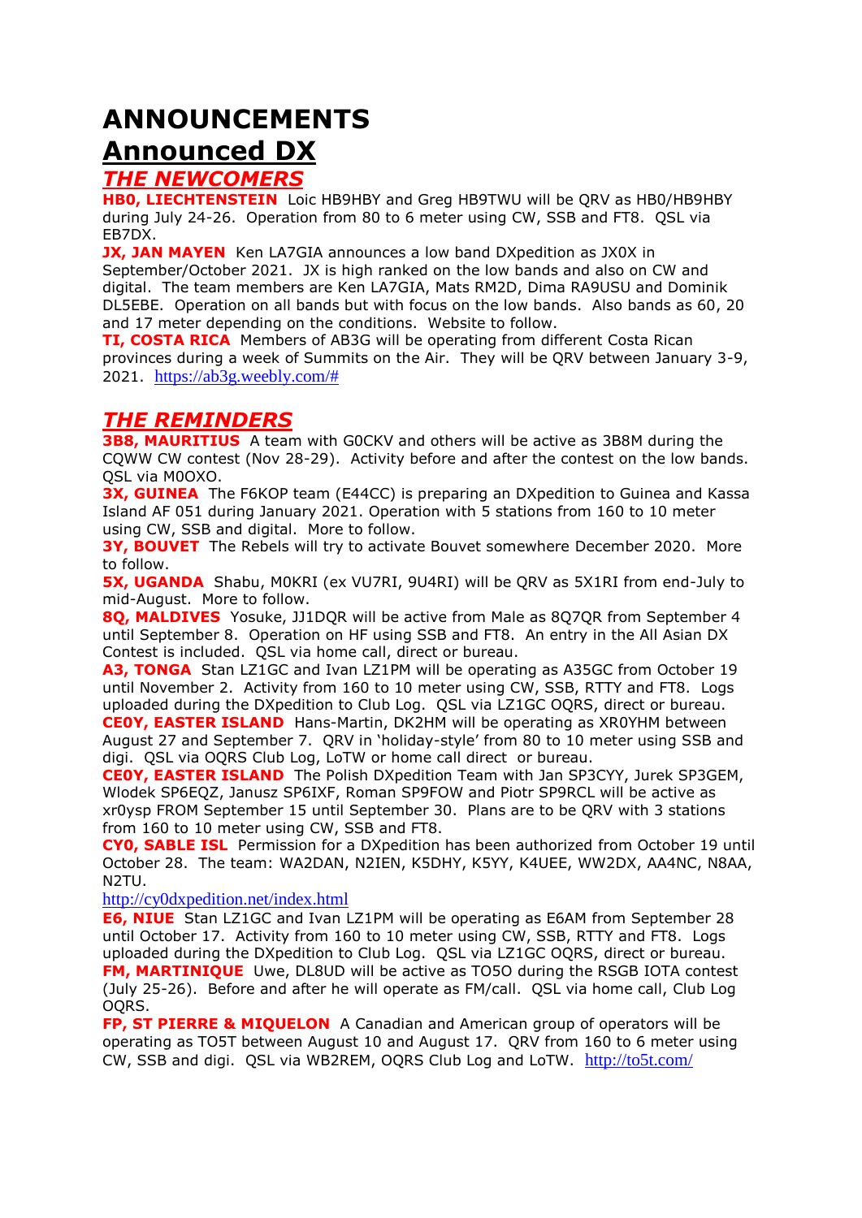# ANNOUNCEMENTS

# Announced DX

## *THE NEWCOMERS*

**HB0, LIECHTENSTEIN** Loic HB9HBY and Greg HB9TWU will be QRV as HB0/HB9HBY during July 24-26. Operation from 80 to 6 meter using CW, SSB and FT8. QSL via EB7DX.

**JX, JAN MAYEN** Ken LA7GIA announces a low band DXpedition as JX0X in September/October 2021. JX is high ranked on the low bands and also on CW and digital. The team members are Ken LA7GIA, Mats RM2D, Dima RA9USU and Dominik DL5EBE. Operation on all bands but with focus on the low bands. Also bands as 60, 20 and 17 meter depending on the conditions. Website to follow.

**TI, COSTA RICA** Members of AB3G will be operating from different Costa Rican provinces during a week of Summits on the Air. They will be QRV between January 3-9, 2021. https://ab3g.weebly.com/#

## *THE REMINDERS*

**3B8, MAURITIUS** A team with G0CKV and others will be active as 3B8M during the CQWW CW contest (Nov 28-29). Activity before and after the contest on the low bands. QSL via M0OXO.

**3X, GUINEA** The F6KOP team (E44CC) is preparing an DXpedition to Guinea and Kassa Island AF 051 during January 2021. Operation with 5 stations from 160 to 10 meter using CW, SSB and digital. More to follow.

**3Y, BOUVET** The Rebels will try to activate Bouvet somewhere December 2020. More to follow.

**5X, UGANDA** Shabu, M0KRI (ex VU7RI, 9U4RI) will be QRV as 5X1RI from end-July to mid-August. More to follow.

**8Q, MALDIVES** Yosuke, JJ1DQR will be active from Male as 8Q7QR from September 4 until September 8. Operation on HF using SSB and FT8. An entry in the All Asian DX Contest is included. QSL via home call, direct or bureau.

**A3, TONGA** Stan LZ1GC and Ivan LZ1PM will be operating as A35GC from October 19 until November 2. Activity from 160 to 10 meter using CW, SSB, RTTY and FT8. Logs uploaded during the DXpedition to Club Log. QSL via LZ1GC OQRS, direct or bureau.

**CE0Y, EASTER ISLAND** Hans-Martin, DK2HM will be operating as XR0YHM between August 27 and September 7. QRV in 'holiday-style' from 80 to 10 meter using SSB and digi. QSL via OQRS Club Log, LoTW or home call direct or bureau.

**CE0Y, EASTER ISLAND** The Polish DXpedition Team with Jan SP3CYY, Jurek SP3GEM, Wlodek SP6EQZ, Janusz SP6IXF, Roman SP9FOW and Piotr SP9RCL will be active as xr0ysp FROM September 15 until September 30. Plans are to be QRV with 3 stations from 160 to 10 meter using CW, SSB and FT8.

**CY0, SABLE ISL** Permission for a DXpedition has been authorized from October 19 until October 28. The team: WA2DAN, N2IEN, K5DHY, K5YY, K4UEE, WW2DX, AA4NC, N8AA, N2TU.

http://cy0dxpedition.net/index.html

**E6, NIUE** Stan LZ1GC and Ivan LZ1PM will be operating as E6AM from September 28 until October 17. Activity from 160 to 10 meter using CW, SSB, RTTY and FT8. Logs uploaded during the DXpedition to Club Log. QSL via LZ1GC OQRS, direct or bureau.

**FM, MARTINIQUE** Uwe, DL8UD will be active as TO5O during the RSGB IOTA contest (July 25-26). Before and after he will operate as FM/call. QSL via home call, Club Log OQRS.

**FP, ST PIERRE & MIQUELON** A Canadian and American group of operators will be operating as TO5T between August 10 and August 17. QRV from 160 to 6 meter using CW, SSB and digi. QSL via WB2REM, OQRS Club Log and LoTW. http://to5t.com/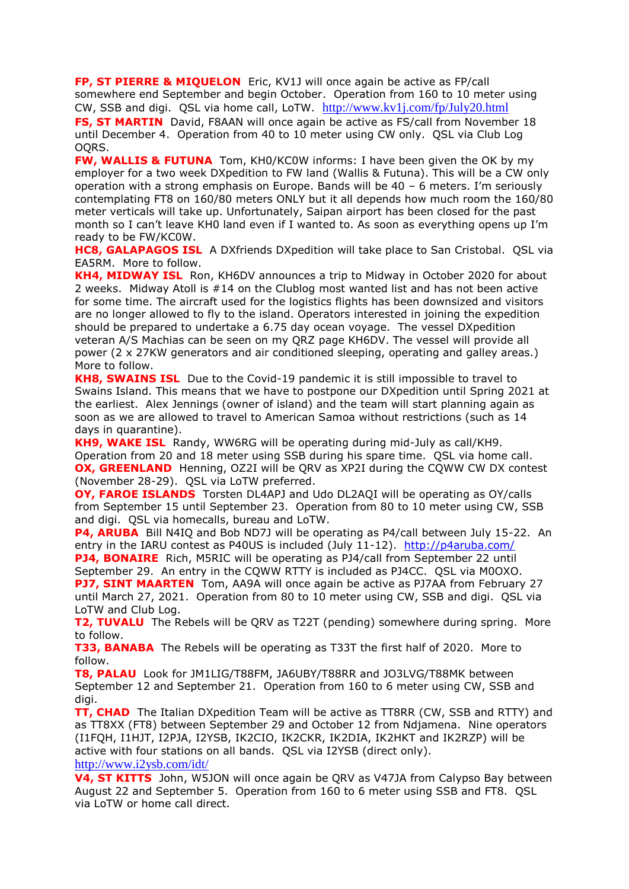**FP, ST PIERRE & MIQUELON** Eric, KV1J will once again be active as FP/call somewhere end September and begin October. Operation from 160 to 10 meter using CW, SSB and digi. QSL via home call, LoTW. http://www.kv1j.com/fp/July20.html

**FS, ST MARTIN** David, F8AAN will once again be active as FS/call from November 18 until December 4. Operation from 40 to 10 meter using CW only. QSL via Club Log OQRS.

**FW, WALLIS & FUTUNA** Tom, KH0/KC0W informs: I have been given the OK by my employer for a two week DXpedition to FW land (Wallis & Futuna). This will be a CW only operation with a strong emphasis on Europe. Bands will be 40 – 6 meters. I'm seriously contemplating FT8 on 160/80 meters ONLY but it all depends how much room the 160/80 meter verticals will take up. Unfortunately, Saipan airport has been closed for the past month so I can't leave KH0 land even if I wanted to. As soon as everything opens up I'm ready to be FW/KC0W.

**HC8, GALAPAGOS ISL** A DXfriends DXpedition will take place to San Cristobal. QSL via EA5RM. More to follow.

**KH4, MIDWAY ISL** Ron, KH6DV announces a trip to Midway in October 2020 for about 2 weeks. Midway Atoll is #14 on the Clublog most wanted list and has not been active for some time. The aircraft used for the logistics flights has been downsized and visitors are no longer allowed to fly to the island. Operators interested in joining the expedition should be prepared to undertake a 6.75 day ocean voyage. The vessel DXpedition veteran A/S Machias can be seen on my QRZ page KH6DV. The vessel will provide all power (2 x 27KW generators and air conditioned sleeping, operating and galley areas.) More to follow.

**KH8, SWAINS ISL** Due to the Covid-19 pandemic it is still impossible to travel to Swains Island. This means that we have to postpone our DXpedition until Spring 2021 at the earliest. Alex Jennings (owner of island) and the team will start planning again as soon as we are allowed to travel to American Samoa without restrictions (such as 14 days in quarantine).

**KH9, WAKE ISL** Randy, WW6RG will be operating during mid-July as call/KH9. Operation from 20 and 18 meter using SSB during his spare time. QSL via home call.

**OX, GREENLAND** Henning, OZ2I will be QRV as XP2I during the CQWW CW DX contest (November 28-29). QSL via LoTW preferred.

**OY, FAROE ISLANDS** Torsten DL4APJ and Udo DL2AQI will be operating as OY/calls from September 15 until September 23. Operation from 80 to 10 meter using CW, SSB and digi. QSL via homecalls, bureau and LoTW.

**P4, ARUBA** Bill N4IQ and Bob ND7J will be operating as P4/call between July 15-22. An entry in the IARU contest as P40US is included (July 11-12). http://p4aruba.com/

**PJ4, BONAIRE** Rich, M5RIC will be operating as PJ4/call from September 22 until September 29. An entry in the CQWW RTTY is included as PJ4CC. QSL via M0OXO.

**PJ7, SINT MAARTEN** Tom, AA9A will once again be active as PJ7AA from February 27 until March 27, 2021. Operation from 80 to 10 meter using CW, SSB and digi. QSL via LoTW and Club Log.

**T2, TUVALU** The Rebels will be QRV as T22T (pending) somewhere during spring. More to follow.

**T33, BANABA** The Rebels will be operating as T33T the first half of 2020. More to follow.

**T8, PALAU** Look for JM1LIG/T88FM, JA6UBY/T88RR and JO3LVG/T88MK between September 12 and September 21. Operation from 160 to 6 meter using CW, SSB and digi.

**TT, CHAD** The Italian DXpedition Team will be active as TT8RR (CW, SSB and RTTY) and as TT8XX (FT8) between September 29 and October 12 from Ndjamena. Nine operators (I1FQH, I1HJT, I2PJA, I2YSB, IK2CIO, IK2CKR, IK2DIA, IK2HKT and IK2RZP) will be active with four stations on all bands. QSL via I2YSB (direct only). http://www.i2ysb.com/idt/

**V4, ST KITTS** John, W5JON will once again be QRV as V47JA from Calypso Bay between August 22 and September 5. Operation from 160 to 6 meter using SSB and FT8. QSL via LoTW or home call direct.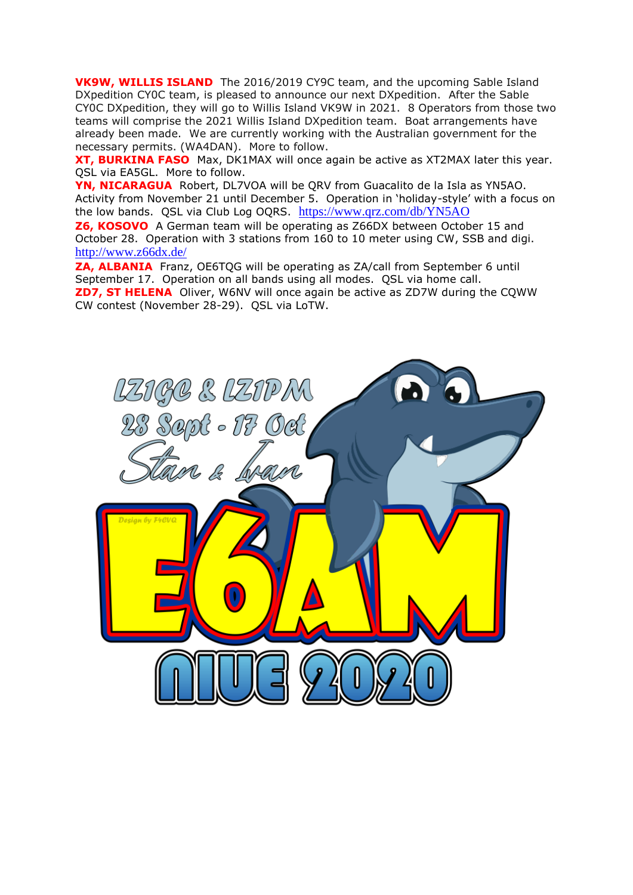**VK9W, WILLIS ISLAND** The 2016/2019 CY9C team, and the upcoming Sable Island DXpedition CY0C team, is pleased to announce our next DXpedition. After the Sable CY0C DXpedition, they will go to Willis Island VK9W in 2021. 8 Operators from those two teams will comprise the 2021 Willis Island DXpedition team. Boat arrangements have already been made. We are currently working with the Australian government for the necessary permits. (WA4DAN). More to follow.

**XT, BURKINA FASO** Max, DK1MAX will once again be active as XT2MAX later this year. QSL via EA5GL. More to follow.

**YN, NICARAGUA** Robert, DL7VOA will be QRV from Guacalito de la Isla as YN5AO. Activity from November 21 until December 5. Operation in 'holiday-style' with a focus on the low bands. QSL via Club Log OQRS. https://www.qrz.com/db/YN5AO

**Z6, KOSOVO** A German team will be operating as Z66DX between October 15 and October 28. Operation with 3 stations from 160 to 10 meter using CW, SSB and digi. http://www.z66dx.de/

**ZA, ALBANIA** Franz, OE6TQG will be operating as ZA/call from September 6 until September 17. Operation on all bands using all modes. QSL via home call.

**ZD7, ST HELENA** Oliver, W6NV will once again be active as ZD7W during the CQWW CW contest (November 28-29). QSL via LoTW.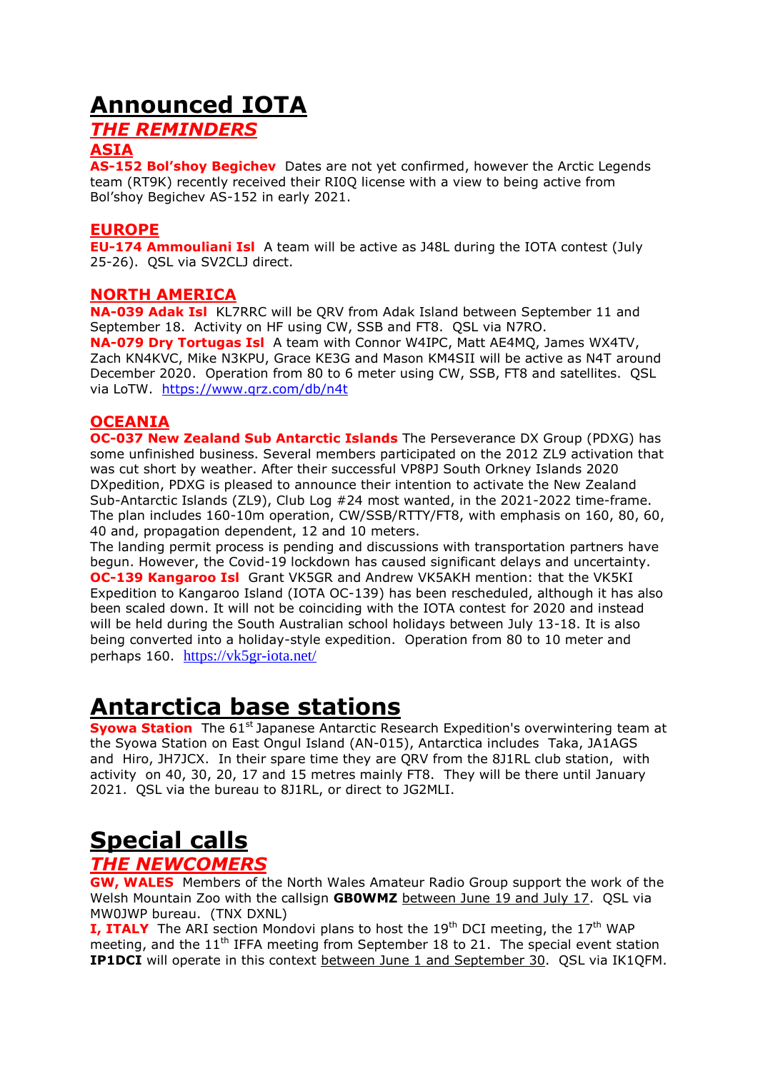# Announced IOTA

## *THE REMINDERS*

### ASIA

**AS-152 Bol'shoy Begichev** Dates are not yet confirmed, however the Arctic Legends team (RT9K) recently received their RI0Q license with a view to being active from Bol'shoy Begichev AS-152 in early 2021.

### EUROPE

**EU-174 Ammouliani Isl** A team will be active as J48L during the IOTA contest (July 25-26). QSL via SV2CLJ direct.

### NORTH AMERICA

**NA-039 Adak Isl** KL7RRC will be QRV from Adak Island between September 11 and September 18. Activity on HF using CW, SSB and FT8. QSL via N7RO.

**NA-079 Dry Tortugas Isl** A team with Connor W4IPC, Matt AE4MQ, James WX4TV, Zach KN4KVC, Mike N3KPU, Grace KE3G and Mason KM4SII will be active as N4T around December 2020. Operation from 80 to 6 meter using CW, SSB, FT8 and satellites. QSL via LoTW. https://www.qrz.com/db/n4t

### OCEANIA

**OC-037 New Zealand Sub Antarctic Islands** The Perseverance DX Group (PDXG) has some unfinished business. Several members participated on the 2012 ZL9 activation that was cut short by weather. After their successful VP8PJ South Orkney Islands 2020 DXpedition, PDXG is pleased to announce their intention to activate the New Zealand Sub-Antarctic Islands (ZL9), Club Log #24 most wanted, in the 2021-2022 time-frame. The plan includes 160-10m operation, CW/SSB/RTTY/FT8, with emphasis on 160, 80, 60, 40 and, propagation dependent, 12 and 10 meters.

The landing permit process is pending and discussions with transportation partners have begun. However, the Covid-19 lockdown has caused significant delays and uncertainty.

**OC-139 Kangaroo Isl** Grant VK5GR and Andrew VK5AKH mention: that the VK5KI Expedition to Kangaroo Island (IOTA OC-139) has been rescheduled, although it has also been scaled down. It will not be coinciding with the IOTA contest for 2020 and instead will be held during the South Australian school holidays between July 13-18. It is also being converted into a holiday-style expedition. Operation from 80 to 10 meter and perhaps 160. https://vk5gr-iota.net/

# Antarctica base stations

**Syowa Station** The 61st Japanese Antarctic Research Expedition's overwintering team at the Syowa Station on East Ongul Island (AN-015), Antarctica includes Taka, JA1AGS and Hiro, JH7JCX. In their spare time they are QRV from the 8J1RL club station, with activity on 40, 30, 20, 17 and 15 metres mainly FT8. They will be there until January 2021. QSL via the bureau to 8J1RL, or direct to JG2MLI.

# Special calls

## *THE NEWCOMERS*

**GW, WALES** Members of the North Wales Amateur Radio Group support the work of the Welsh Mountain Zoo with the callsign **GB0WMZ** between June 19 and July 17. QSL via MW0JWP bureau. (TNX DXNL)

**I, ITALY** The ARI section Mondovi plans to host the 19th DCI meeting, the 17th WAP meeting, and the 11th IFFA meeting from September 18 to 21. The special event station **IP1DCI** will operate in this context between June 1 and September 30. QSL via IK1QFM.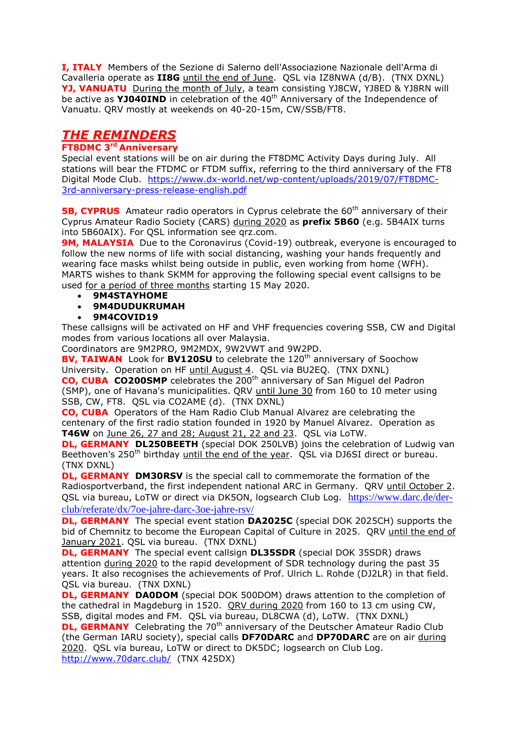**I, ITALY** Members of the Sezione di Salerno dell'Associazione Nazionale dell'Arma di Cavalleria operate as **II8G** until the end of June. QSL via IZ8NWA (d/B). (TNX DXNL)
**YJ, VANUATU** During the month of July, a team consisting YJ8CW, YJ8ED & YJ8RN will be active as **YJ040IND** in celebration of the 40th Anniversary of the Independence of Vanuatu. QRV mostly at weekends on 40-20-15m, CW/SSB/FT8.

## *THE REMINDERS*

**FT8DMC 3rd Anniversary**
Special event stations will be on air during the FT8DMC Activity Days during July. All stations will bear the FTDMC or FTDM suffix, referring to the third anniversary of the FT8 Digital Mode Club. https://www.dx-world.net/wp-content/uploads/2019/07/FT8DMC-3rd-anniversary-press-release-english.pdf

**5B, CYPRUS** Amateur radio operators in Cyprus celebrate the 60th anniversary of their Cyprus Amateur Radio Society (CARS) during 2020 as **prefix 5B60** (e.g. 5B4AIX turns into 5B60AIX). For QSL information see qrz.com.
**9M, MALAYSIA** Due to the Coronavirus (Covid-19) outbreak, everyone is encouraged to follow the new norms of life with social distancing, washing your hands frequently and wearing face masks whilst being outside in public, even working from home (WFH). MARTS wishes to thank SKMM for approving the following special event callsigns to be used for a period of three months starting 15 May 2020.

- **9M4STAYHOME**
- **9M4DUDUKRUMAH**
- **9M4COVID19**

These callsigns will be activated on HF and VHF frequencies covering SSB, CW and Digital modes from various locations all over Malaysia.
Coordinators are 9M2PRO, 9M2MDX, 9W2VWT and 9W2PD.
**BV, TAIWAN** Look for **BV120SU** to celebrate the 120th anniversary of Soochow University. Operation on HF until August 4. QSL via BU2EQ. (TNX DXNL)
**CO, CUBA** **CO200SMP** celebrates the 200th anniversary of San Miguel del Padron (SMP), one of Havana's municipalities. QRV until June 30 from 160 to 10 meter using SSB, CW, FT8. QSL via CO2AME (d). (TNX DXNL)
**CO, CUBA** Operators of the Ham Radio Club Manual Alvarez are celebrating the centenary of the first radio station founded in 1920 by Manuel Alvarez. Operation as **T46W** on June 26, 27 and 28; August 21, 22 and 23. QSL via LoTW.
**DL, GERMANY** **DL250BEETH** (special DOK 250LVB) joins the celebration of Ludwig van Beethoven's 250th birthday until the end of the year. QSL via DJ6SI direct or bureau. (TNX DXNL)
**DL, GERMANY** **DM30RSV** is the special call to commemorate the formation of the Radiosportverband, the first independent national ARC in Germany. QRV until October 2. QSL via bureau, LoTW or direct via DK5ON, logsearch Club Log. https://www.darc.de/der-club/referate/dx/7oe-jahre-darc-3oe-jahre-rsv/
**DL, GERMANY** The special event station **DA2025C** (special DOK 2025CH) supports the bid of Chemnitz to become the European Capital of Culture in 2025. QRV until the end of January 2021. QSL via bureau. (TNX DXNL)
**DL, GERMANY** The special event callsign **DL35SDR** (special DOK 35SDR) draws attention during 2020 to the rapid development of SDR technology during the past 35 years. It also recognises the achievements of Prof. Ulrich L. Rohde (DJ2LR) in that field. QSL via bureau. (TNX DXNL)
**DL, GERMANY** **DA0DOM** (special DOK 500DOM) draws attention to the completion of the cathedral in Magdeburg in 1520. QRV during 2020 from 160 to 13 cm using CW, SSB, digital modes and FM. QSL via bureau, DL8CWA (d), LoTW. (TNX DXNL)
**DL, GERMANY** Celebrating the 70th anniversary of the Deutscher Amateur Radio Club (the German IARU society), special calls **DF70DARC** and **DP70DARC** are on air during 2020. QSL via bureau, LoTW or direct to DK5DC; logsearch on Club Log. http://www.70darc.club/ (TNX 425DX)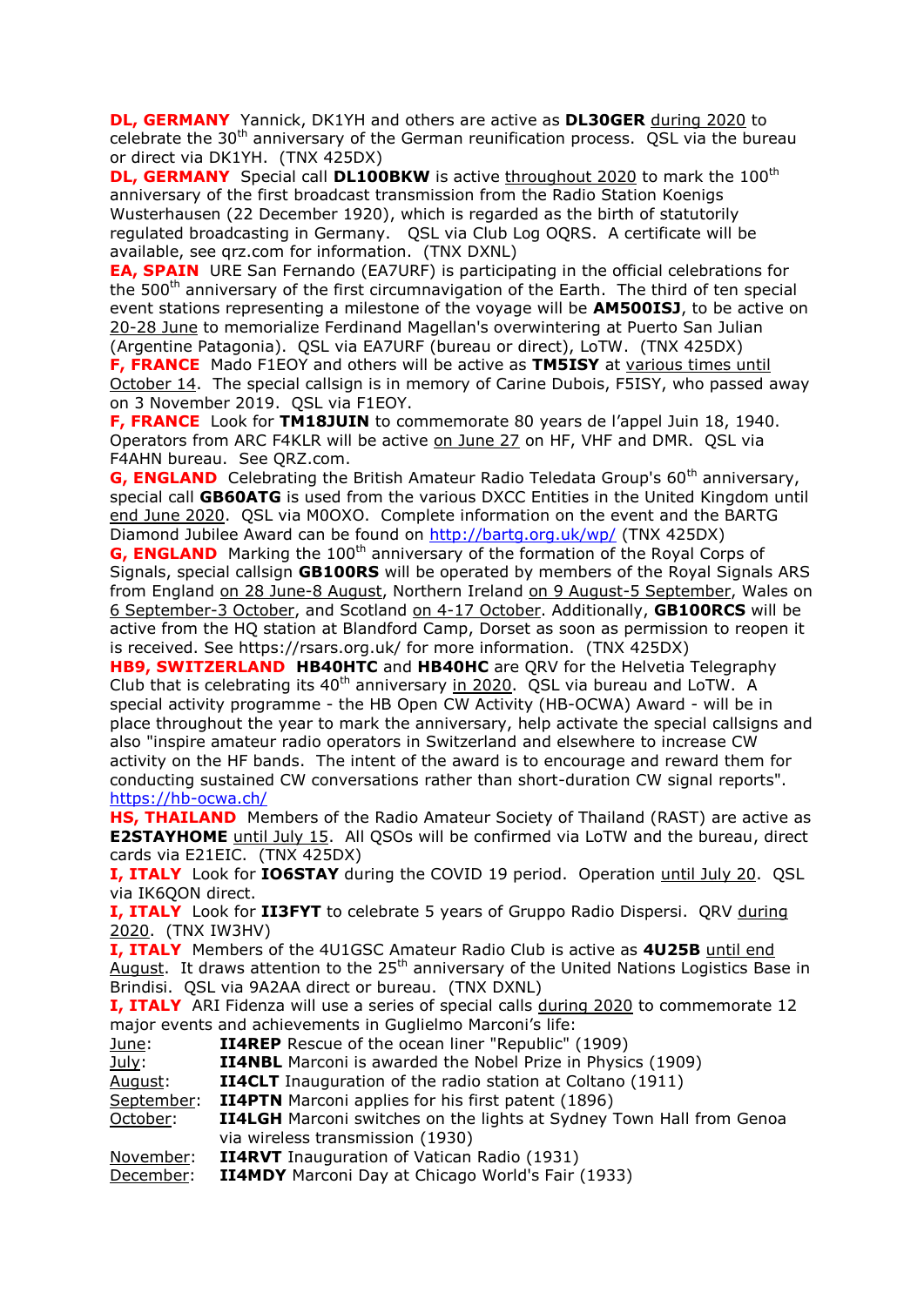**DL, GERMANY** Yannick, DK1YH and others are active as **DL30GER** during 2020 to celebrate the 30th anniversary of the German reunification process. QSL via the bureau or direct via DK1YH. (TNX 425DX)

**DL, GERMANY** Special call **DL100BKW** is active throughout 2020 to mark the 100th anniversary of the first broadcast transmission from the Radio Station Koenigs Wusterhausen (22 December 1920), which is regarded as the birth of statutorily regulated broadcasting in Germany. QSL via Club Log OQRS. A certificate will be available, see qrz.com for information. (TNX DXNL)

**EA, SPAIN** URE San Fernando (EA7URF) is participating in the official celebrations for the 500th anniversary of the first circumnavigation of the Earth. The third of ten special event stations representing a milestone of the voyage will be **AM500ISJ**, to be active on 20-28 June to memorialize Ferdinand Magellan's overwintering at Puerto San Julian (Argentine Patagonia). QSL via EA7URF (bureau or direct), LoTW. (TNX 425DX)

**F, FRANCE** Mado F1EOY and others will be active as **TM5ISY** at various times until October 14. The special callsign is in memory of Carine Dubois, F5ISY, who passed away on 3 November 2019. QSL via F1EOY.

**F, FRANCE** Look for **TM18JUIN** to commemorate 80 years de l'appel Juin 18, 1940. Operators from ARC F4KLR will be active on June 27 on HF, VHF and DMR. QSL via F4AHN bureau. See QRZ.com.

**G, ENGLAND** Celebrating the British Amateur Radio Teledata Group's 60th anniversary, special call **GB60ATG** is used from the various DXCC Entities in the United Kingdom until end June 2020. QSL via M0OXO. Complete information on the event and the BARTG Diamond Jubilee Award can be found on http://bartg.org.uk/wp/ (TNX 425DX)

**G, ENGLAND** Marking the 100th anniversary of the formation of the Royal Corps of Signals, special callsign **GB100RS** will be operated by members of the Royal Signals ARS from England on 28 June-8 August, Northern Ireland on 9 August-5 September, Wales on 6 September-3 October, and Scotland on 4-17 October. Additionally, **GB100RCS** will be active from the HQ station at Blandford Camp, Dorset as soon as permission to reopen it is received. See https://rsars.org.uk/ for more information. (TNX 425DX)

**HB9, SWITZERLAND** **HB40HTC** and **HB40HC** are QRV for the Helvetia Telegraphy Club that is celebrating its 40th anniversary in 2020. QSL via bureau and LoTW. A special activity programme - the HB Open CW Activity (HB-OCWA) Award - will be in place throughout the year to mark the anniversary, help activate the special callsigns and also "inspire amateur radio operators in Switzerland and elsewhere to increase CW activity on the HF bands. The intent of the award is to encourage and reward them for conducting sustained CW conversations rather than short-duration CW signal reports". https://hb-ocwa.ch/

**HS, THAILAND** Members of the Radio Amateur Society of Thailand (RAST) are active as **E2STAYHOME** until July 15. All QSOs will be confirmed via LoTW and the bureau, direct cards via E21EIC. (TNX 425DX)

**I, ITALY** Look for **IO6STAY** during the COVID 19 period. Operation until July 20. QSL via IK6QON direct.

**I, ITALY** Look for **II3FYT** to celebrate 5 years of Gruppo Radio Dispersi. QRV during 2020. (TNX IW3HV)

**I, ITALY** Members of the 4U1GSC Amateur Radio Club is active as **4U25B** until end August. It draws attention to the 25th anniversary of the United Nations Logistics Base in Brindisi. QSL via 9A2AA direct or bureau. (TNX DXNL)

**I, ITALY** ARI Fidenza will use a series of special calls during 2020 to commemorate 12 major events and achievements in Guglielmo Marconi's life:

June: **II4REP** Rescue of the ocean liner "Republic" (1909)
July: **II4NBL** Marconi is awarded the Nobel Prize in Physics (1909)
August: **II4CLT** Inauguration of the radio station at Coltano (1911)
September: **II4PTN** Marconi applies for his first patent (1896)
October: **II4LGH** Marconi switches on the lights at Sydney Town Hall from Genoa via wireless transmission (1930)
November: **II4RVT** Inauguration of Vatican Radio (1931)
December: **II4MDY** Marconi Day at Chicago World's Fair (1933)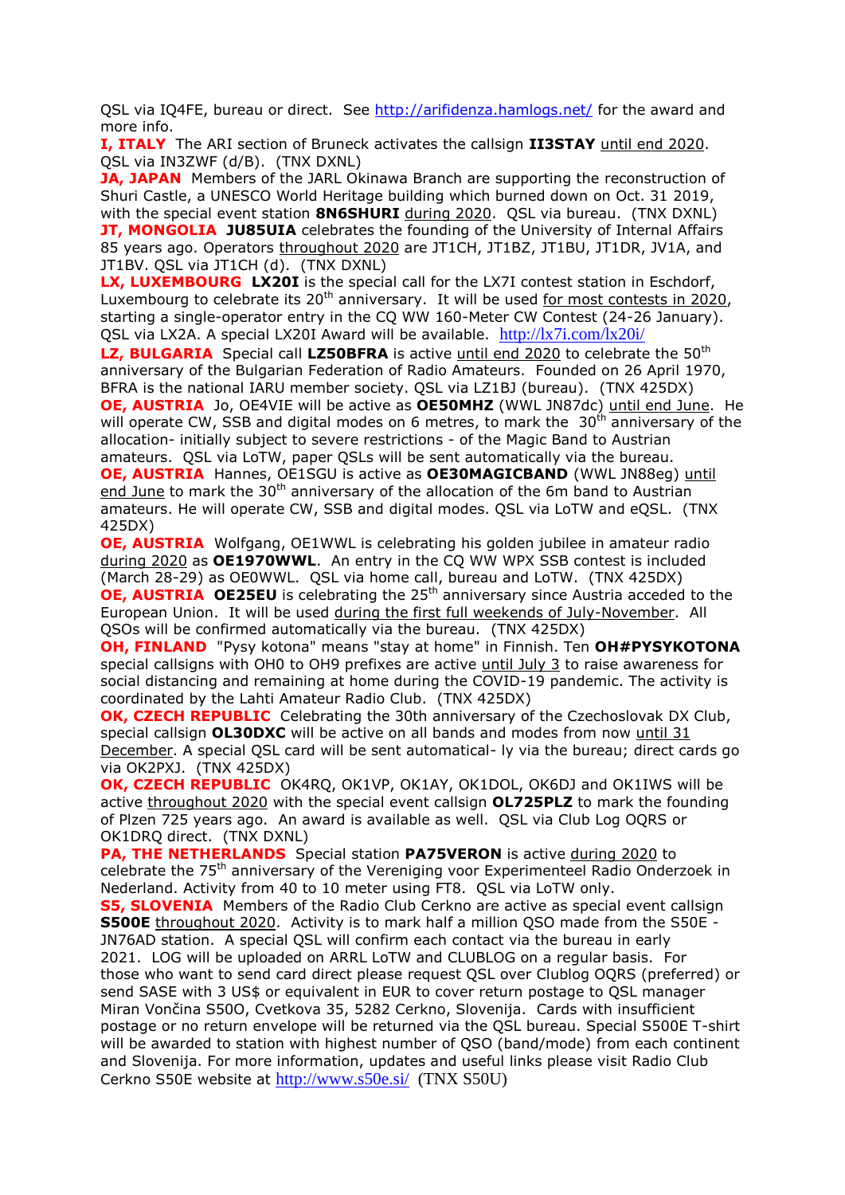QSL via IQ4FE, bureau or direct. See http://arifidenza.hamlogs.net/ for the award and more info.

**I, ITALY** The ARI section of Bruneck activates the callsign **II3STAY** until end 2020. QSL via IN3ZWF (d/B). (TNX DXNL)

**JA, JAPAN** Members of the JARL Okinawa Branch are supporting the reconstruction of Shuri Castle, a UNESCO World Heritage building which burned down on Oct. 31 2019, with the special event station **8N6SHURI** during 2020. QSL via bureau. (TNX DXNL)

**JT, MONGOLIA** **JU85UIA** celebrates the founding of the University of Internal Affairs 85 years ago. Operators throughout 2020 are JT1CH, JT1BZ, JT1BU, JT1DR, JV1A, and JT1BV. QSL via JT1CH (d). (TNX DXNL)

**LX, LUXEMBOURG** **LX20I** is the special call for the LX7I contest station in Eschdorf, Luxembourg to celebrate its 20th anniversary. It will be used for most contests in 2020, starting a single-operator entry in the CQ WW 160-Meter CW Contest (24-26 January). QSL via LX2A. A special LX20I Award will be available. http://lx7i.com/lx20i/

**LZ, BULGARIA** Special call **LZ50BFRA** is active until end 2020 to celebrate the 50th anniversary of the Bulgarian Federation of Radio Amateurs. Founded on 26 April 1970, BFRA is the national IARU member society. QSL via LZ1BJ (bureau). (TNX 425DX)

**OE, AUSTRIA** Jo, OE4VIE will be active as **OE50MHZ** (WWL JN87dc) until end June. He will operate CW, SSB and digital modes on 6 metres, to mark the 30th anniversary of the allocation- initially subject to severe restrictions - of the Magic Band to Austrian amateurs. QSL via LoTW, paper QSLs will be sent automatically via the bureau.

**OE, AUSTRIA** Hannes, OE1SGU is active as **OE30MAGICBAND** (WWL JN88eg) until end June to mark the 30th anniversary of the allocation of the 6m band to Austrian amateurs. He will operate CW, SSB and digital modes. QSL via LoTW and eQSL. (TNX 425DX)

**OE, AUSTRIA** Wolfgang, OE1WWL is celebrating his golden jubilee in amateur radio during 2020 as **OE1970WWL**. An entry in the CQ WW WPX SSB contest is included (March 28-29) as OE0WWL. QSL via home call, bureau and LoTW. (TNX 425DX)

**OE, AUSTRIA** **OE25EU** is celebrating the 25th anniversary since Austria acceded to the European Union. It will be used during the first full weekends of July-November. All QSOs will be confirmed automatically via the bureau. (TNX 425DX)

**OH, FINLAND** "Pysy kotona" means "stay at home" in Finnish. Ten **OH#PYSYKOTONA** special callsigns with OH0 to OH9 prefixes are active until July 3 to raise awareness for social distancing and remaining at home during the COVID-19 pandemic. The activity is coordinated by the Lahti Amateur Radio Club. (TNX 425DX)

**OK, CZECH REPUBLIC** Celebrating the 30th anniversary of the Czechoslovak DX Club, special callsign **OL30DXC** will be active on all bands and modes from now until 31 December. A special QSL card will be sent automatical- ly via the bureau; direct cards go via OK2PXJ. (TNX 425DX)

**OK, CZECH REPUBLIC** OK4RQ, OK1VP, OK1AY, OK1DOL, OK6DJ and OK1IWS will be active throughout 2020 with the special event callsign **OL725PLZ** to mark the founding of Plzen 725 years ago. An award is available as well. QSL via Club Log OQRS or OK1DRQ direct. (TNX DXNL)

**PA, THE NETHERLANDS** Special station **PA75VERON** is active during 2020 to celebrate the 75th anniversary of the Vereniging voor Experimenteel Radio Onderzoek in Nederland. Activity from 40 to 10 meter using FT8. QSL via LoTW only.

**S5, SLOVENIA** Members of the Radio Club Cerkno are active as special event callsign **S500E** throughout 2020. Activity is to mark half a million QSO made from the S50E - JN76AD station. A special QSL will confirm each contact via the bureau in early 2021. LOG will be uploaded on ARRL LoTW and CLUBLOG on a regular basis. For those who want to send card direct please request QSL over Clublog OQRS (preferred) or send SASE with 3 US$ or equivalent in EUR to cover return postage to QSL manager Miran Vončina S50O, Cvetkova 35, 5282 Cerkno, Slovenija. Cards with insufficient postage or no return envelope will be returned via the QSL bureau. Special S500E T-shirt will be awarded to station with highest number of QSO (band/mode) from each continent and Slovenija. For more information, updates and useful links please visit Radio Club Cerkno S50E website at http://www.s50e.si/ (TNX S50U)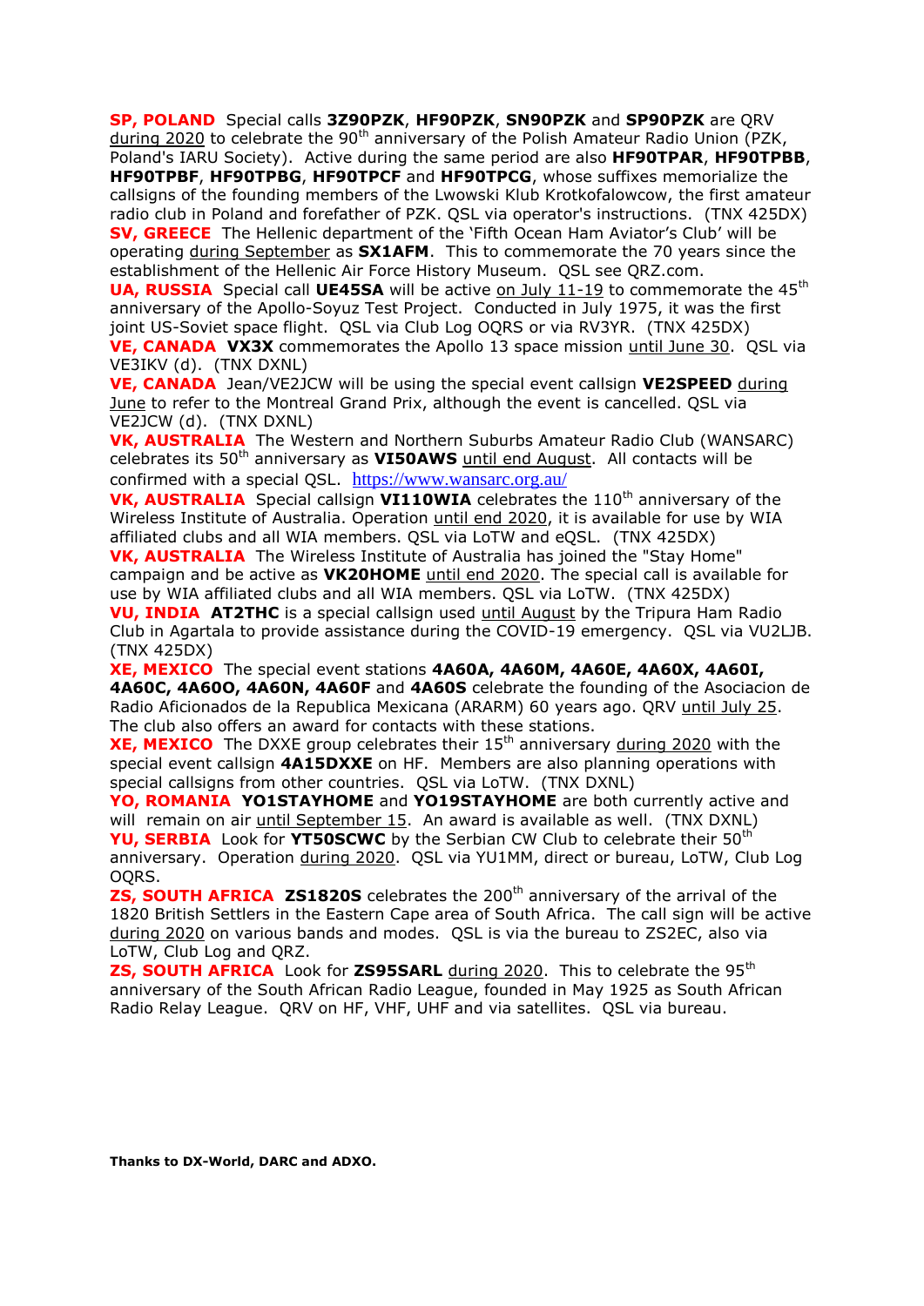**SP, POLAND** Special calls **3Z90PZK**, **HF90PZK**, **SN90PZK** and **SP90PZK** are QRV during 2020 to celebrate the 90th anniversary of the Polish Amateur Radio Union (PZK, Poland's IARU Society). Active during the same period are also **HF90TPAR**, **HF90TPBB**, **HF90TPBF**, **HF90TPBG**, **HF90TPCF** and **HF90TPCG**, whose suffixes memorialize the callsigns of the founding members of the Lwowski Klub Krotkofalowcow, the first amateur radio club in Poland and forefather of PZK. QSL via operator's instructions. (TNX 425DX)

**SV, GREECE** The Hellenic department of the 'Fifth Ocean Ham Aviator's Club' will be operating during September as **SX1AFM**. This to commemorate the 70 years since the establishment of the Hellenic Air Force History Museum. QSL see QRZ.com.

**UA, RUSSIA** Special call **UE45SA** will be active on July 11-19 to commemorate the 45th anniversary of the Apollo-Soyuz Test Project. Conducted in July 1975, it was the first joint US-Soviet space flight. QSL via Club Log OQRS or via RV3YR. (TNX 425DX)

**VE, CANADA** **VX3X** commemorates the Apollo 13 space mission until June 30. QSL via VE3IKV (d). (TNX DXNL)

**VE, CANADA** Jean/VE2JCW will be using the special event callsign **VE2SPEED** during June to refer to the Montreal Grand Prix, although the event is cancelled. QSL via VE2JCW (d). (TNX DXNL)

**VK, AUSTRALIA** The Western and Northern Suburbs Amateur Radio Club (WANSARC) celebrates its 50th anniversary as **VI50AWS** until end August. All contacts will be confirmed with a special QSL. https://www.wansarc.org.au/

**VK, AUSTRALIA** Special callsign **VI110WIA** celebrates the 110th anniversary of the Wireless Institute of Australia. Operation until end 2020, it is available for use by WIA affiliated clubs and all WIA members. QSL via LoTW and eQSL. (TNX 425DX)

**VK, AUSTRALIA** The Wireless Institute of Australia has joined the "Stay Home" campaign and be active as **VK20HOME** until end 2020. The special call is available for use by WIA affiliated clubs and all WIA members. QSL via LoTW. (TNX 425DX)

**VU, INDIA** **AT2THC** is a special callsign used until August by the Tripura Ham Radio Club in Agartala to provide assistance during the COVID-19 emergency. QSL via VU2LJB. (TNX 425DX)

**XE, MEXICO** The special event stations **4A60A, 4A60M, 4A60E, 4A60X, 4A60I, 4A60C, 4A60O, 4A60N, 4A60F** and **4A60S** celebrate the founding of the Asociacion de Radio Aficionados de la Republica Mexicana (ARARM) 60 years ago. QRV until July 25. The club also offers an award for contacts with these stations.

**XE, MEXICO** The DXXE group celebrates their 15th anniversary during 2020 with the special event callsign **4A15DXXE** on HF. Members are also planning operations with special callsigns from other countries. QSL via LoTW. (TNX DXNL)

**YO, ROMANIA** **YO1STAYHOME** and **YO19STAYHOME** are both currently active and will remain on air until September 15. An award is available as well. (TNX DXNL)

**YU, SERBIA** Look for **YT50SCWC** by the Serbian CW Club to celebrate their 50th anniversary. Operation during 2020. QSL via YU1MM, direct or bureau, LoTW, Club Log OQRS.

**ZS, SOUTH AFRICA** **ZS1820S** celebrates the 200th anniversary of the arrival of the 1820 British Settlers in the Eastern Cape area of South Africa. The call sign will be active during 2020 on various bands and modes. QSL is via the bureau to ZS2EC, also via LoTW, Club Log and QRZ.

**ZS, SOUTH AFRICA** Look for **ZS95SARL** during 2020. This to celebrate the 95th anniversary of the South African Radio League, founded in May 1925 as South African Radio Relay League. QRV on HF, VHF, UHF and via satellites. QSL via bureau.

**Thanks to DX-World, DARC and ADXO.**